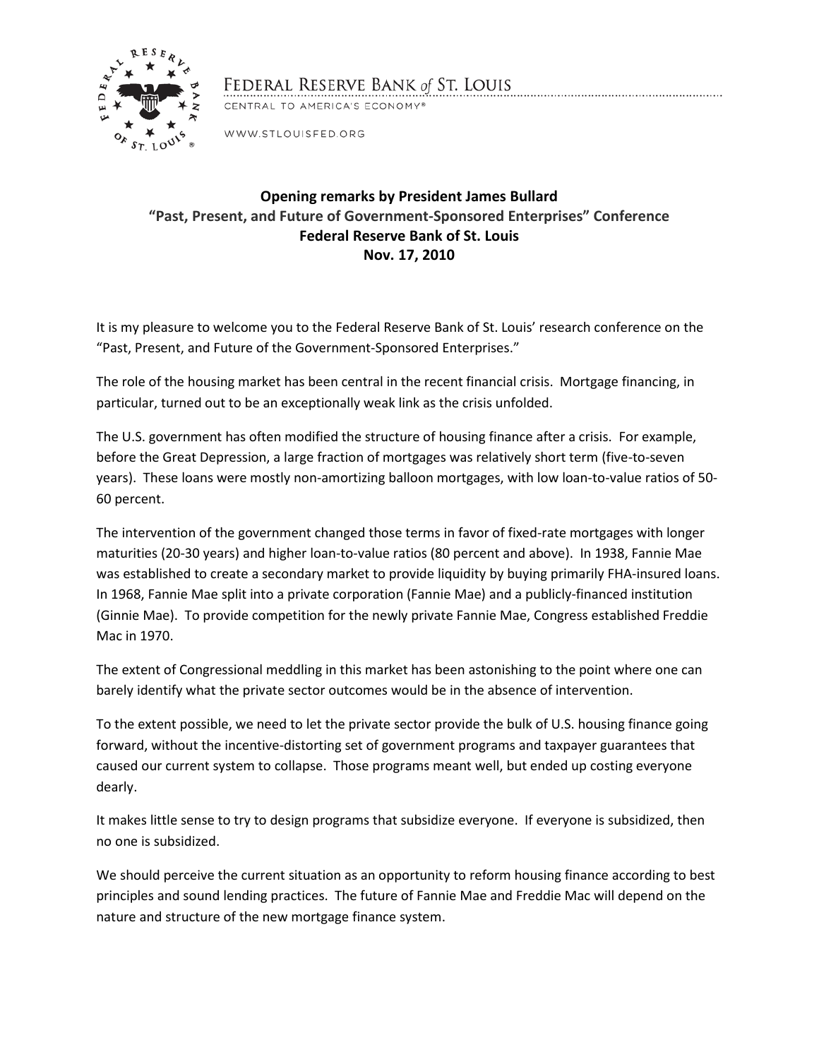FEDERAL RESERVE BANK *of* ST. LOUIS

CENTRAL TO AMERICA'S ECONOMY®

WWW.STLOUISFED.ORG

**Opening remarks by President James Bullard**
**"Past, Present, and Future of Government-Sponsored Enterprises" Conference**
**Federal Reserve Bank of St. Louis**
**Nov. 17, 2010**

It is my pleasure to welcome you to the Federal Reserve Bank of St. Louis' research conference on the "Past, Present, and Future of the Government-Sponsored Enterprises."

The role of the housing market has been central in the recent financial crisis. Mortgage financing, in particular, turned out to be an exceptionally weak link as the crisis unfolded.

The U.S. government has often modified the structure of housing finance after a crisis. For example, before the Great Depression, a large fraction of mortgages was relatively short term (five-to-seven years). These loans were mostly non-amortizing balloon mortgages, with low loan-to-value ratios of 50-60 percent.

The intervention of the government changed those terms in favor of fixed-rate mortgages with longer maturities (20-30 years) and higher loan-to-value ratios (80 percent and above). In 1938, Fannie Mae was established to create a secondary market to provide liquidity by buying primarily FHA-insured loans. In 1968, Fannie Mae split into a private corporation (Fannie Mae) and a publicly-financed institution (Ginnie Mae). To provide competition for the newly private Fannie Mae, Congress established Freddie Mac in 1970.

The extent of Congressional meddling in this market has been astonishing to the point where one can barely identify what the private sector outcomes would be in the absence of intervention.

To the extent possible, we need to let the private sector provide the bulk of U.S. housing finance going forward, without the incentive-distorting set of government programs and taxpayer guarantees that caused our current system to collapse. Those programs meant well, but ended up costing everyone dearly.

It makes little sense to try to design programs that subsidize everyone. If everyone is subsidized, then no one is subsidized.

We should perceive the current situation as an opportunity to reform housing finance according to best principles and sound lending practices. The future of Fannie Mae and Freddie Mac will depend on the nature and structure of the new mortgage finance system.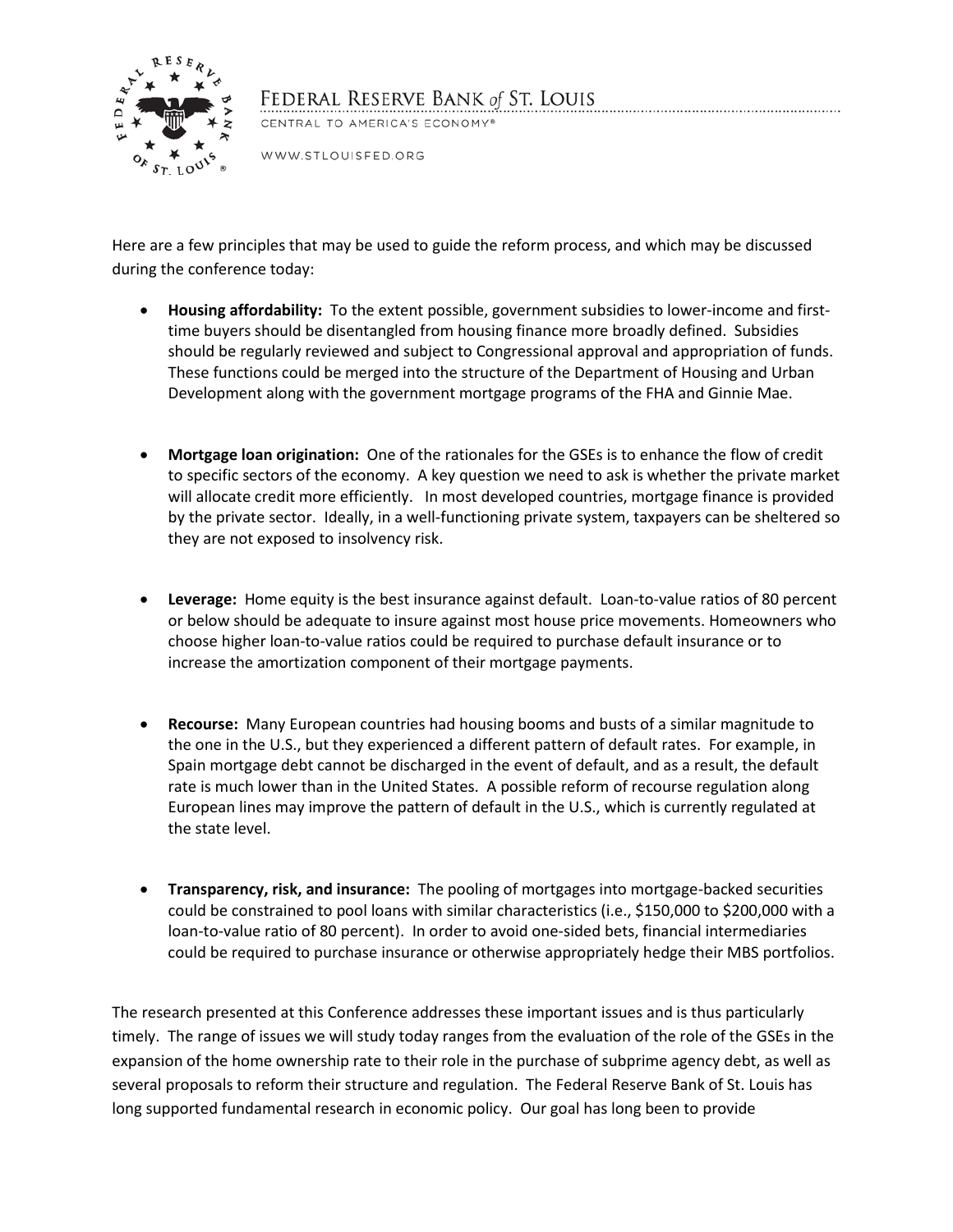Here are a few principles that may be used to guide the reform process, and which may be discussed during the conference today:

- **Housing affordability:** To the extent possible, government subsidies to lower-income and first-time buyers should be disentangled from housing finance more broadly defined. Subsidies should be regularly reviewed and subject to Congressional approval and appropriation of funds. These functions could be merged into the structure of the Department of Housing and Urban Development along with the government mortgage programs of the FHA and Ginnie Mae.

- **Mortgage loan origination:** One of the rationales for the GSEs is to enhance the flow of credit to specific sectors of the economy. A key question we need to ask is whether the private market will allocate credit more efficiently. In most developed countries, mortgage finance is provided by the private sector. Ideally, in a well-functioning private system, taxpayers can be sheltered so they are not exposed to insolvency risk.

- **Leverage:** Home equity is the best insurance against default. Loan-to-value ratios of 80 percent or below should be adequate to insure against most house price movements. Homeowners who choose higher loan-to-value ratios could be required to purchase default insurance or to increase the amortization component of their mortgage payments.

- **Recourse:** Many European countries had housing booms and busts of a similar magnitude to the one in the U.S., but they experienced a different pattern of default rates. For example, in Spain mortgage debt cannot be discharged in the event of default, and as a result, the default rate is much lower than in the United States. A possible reform of recourse regulation along European lines may improve the pattern of default in the U.S., which is currently regulated at the state level.

- **Transparency, risk, and insurance:** The pooling of mortgages into mortgage-backed securities could be constrained to pool loans with similar characteristics (i.e., $150,000 to $200,000 with a loan-to-value ratio of 80 percent). In order to avoid one-sided bets, financial intermediaries could be required to purchase insurance or otherwise appropriately hedge their MBS portfolios.

The research presented at this Conference addresses these important issues and is thus particularly timely. The range of issues we will study today ranges from the evaluation of the role of the GSEs in the expansion of the home ownership rate to their role in the purchase of subprime agency debt, as well as several proposals to reform their structure and regulation. The Federal Reserve Bank of St. Louis has long supported fundamental research in economic policy. Our goal has long been to provide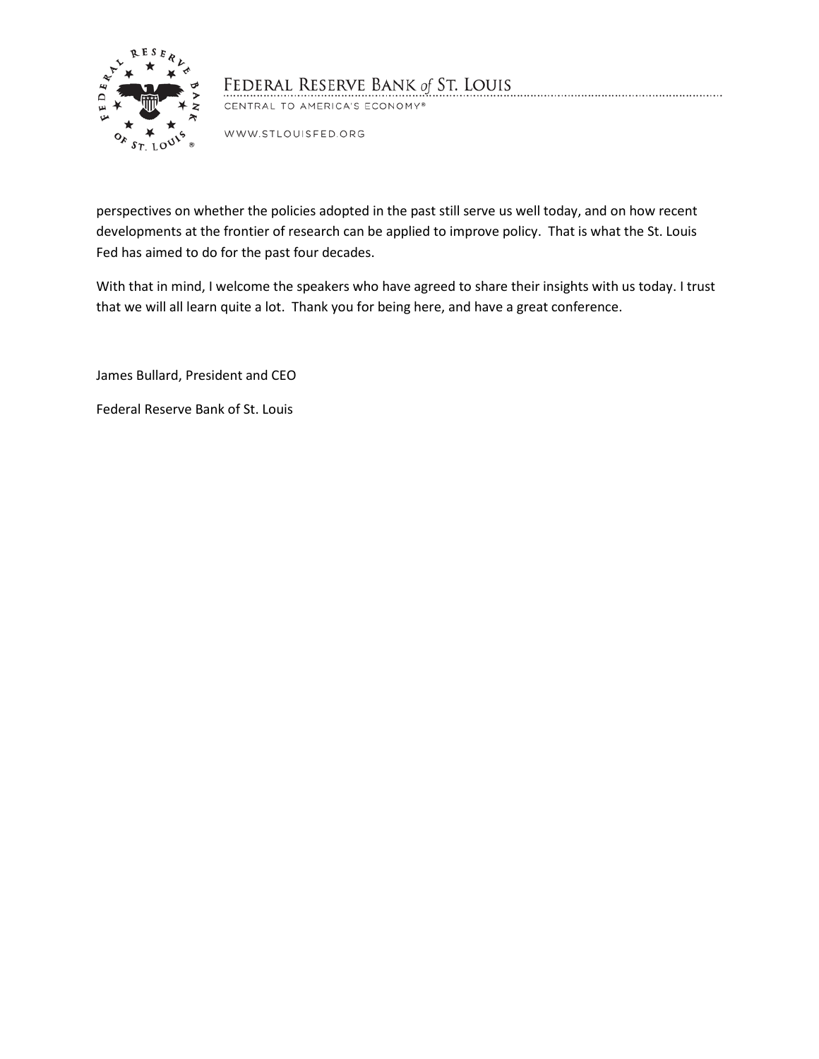perspectives on whether the policies adopted in the past still serve us well today, and on how recent developments at the frontier of research can be applied to improve policy. That is what the St. Louis Fed has aimed to do for the past four decades.

With that in mind, I welcome the speakers who have agreed to share their insights with us today. I trust that we will all learn quite a lot. Thank you for being here, and have a great conference.

James Bullard, President and CEO

Federal Reserve Bank of St. Louis